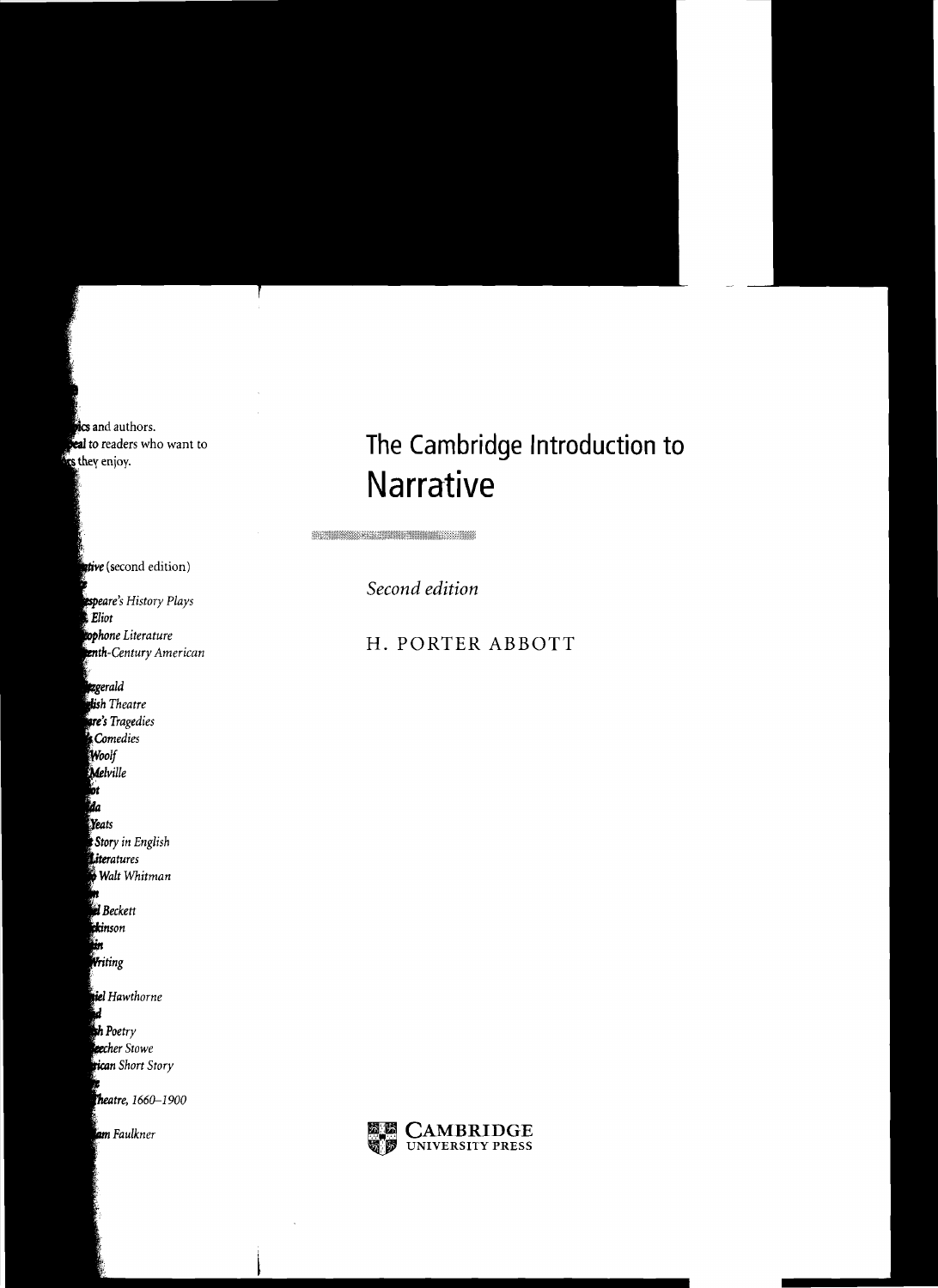# The Cambridge Introduction to Narrative

*Second edition*

H. PORTER ABBOTT

CAMBRIDGE UNIVERSITY PRESS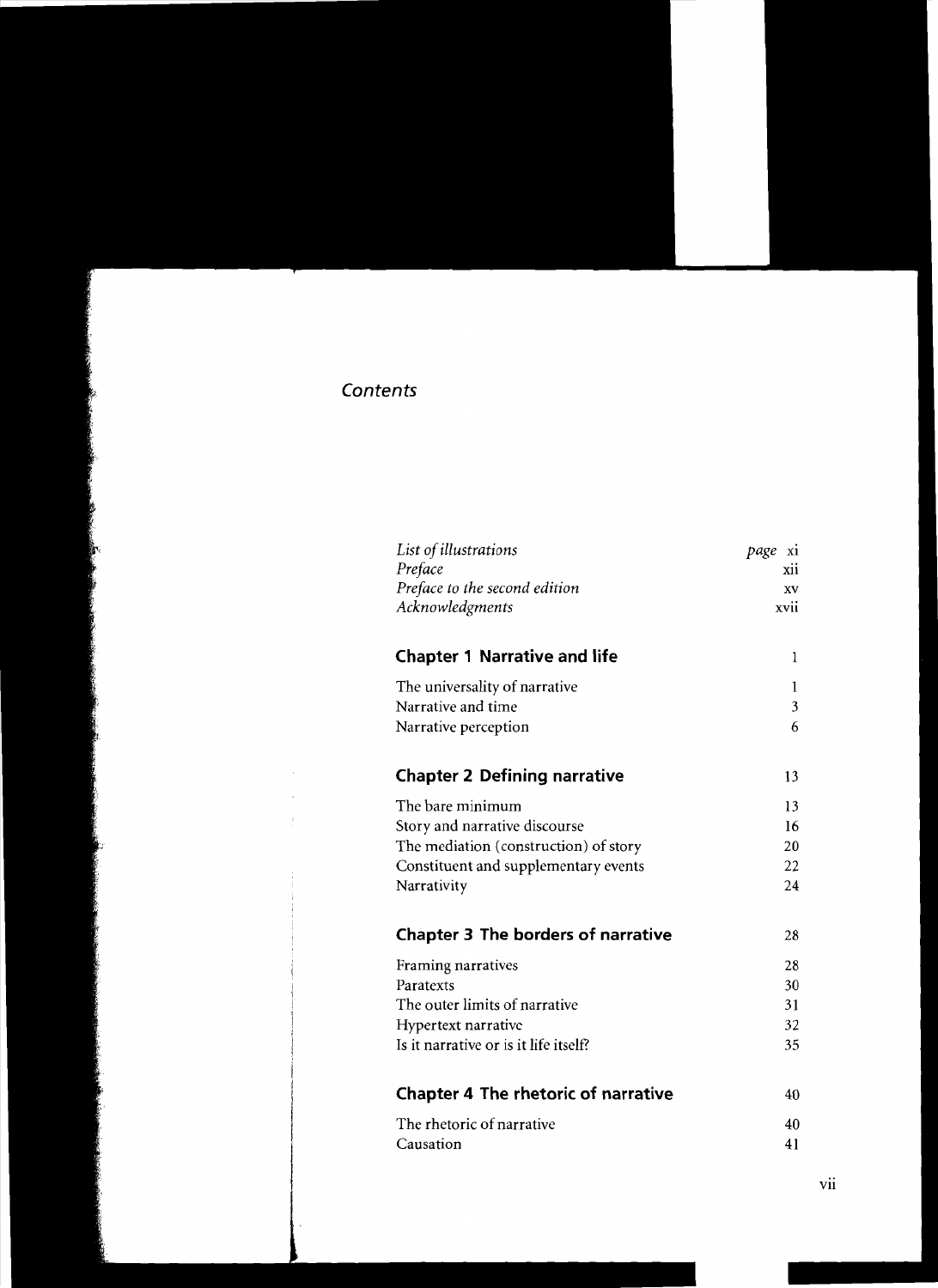# *Contents*

| | |
|---|---|
| *List of illustrations* | *page* xi |
| *Preface* | xii |
| *Preface to the second edition* | xv |
| *Acknowledgments* | xvii |

## Chapter 1 Narrative and life — 1

| | |
|---|---|
| The universality of narrative | 1 |
| Narrative and time | 3 |
| Narrative perception | 6 |

## Chapter 2 Defining narrative — 13

| | |
|---|---|
| The bare minimum | 13 |
| Story and narrative discourse | 16 |
| The mediation (construction) of story | 20 |
| Constituent and supplementary events | 22 |
| Narrativity | 24 |

## Chapter 3 The borders of narrative — 28

| | |
|---|---|
| Framing narratives | 28 |
| Paratexts | 30 |
| The outer limits of narrative | 31 |
| Hypertext narrative | 32 |
| Is it narrative or is it life itself? | 35 |

## Chapter 4 The rhetoric of narrative — 40

| | |
|---|---|
| The rhetoric of narrative | 40 |
| Causation | 41 |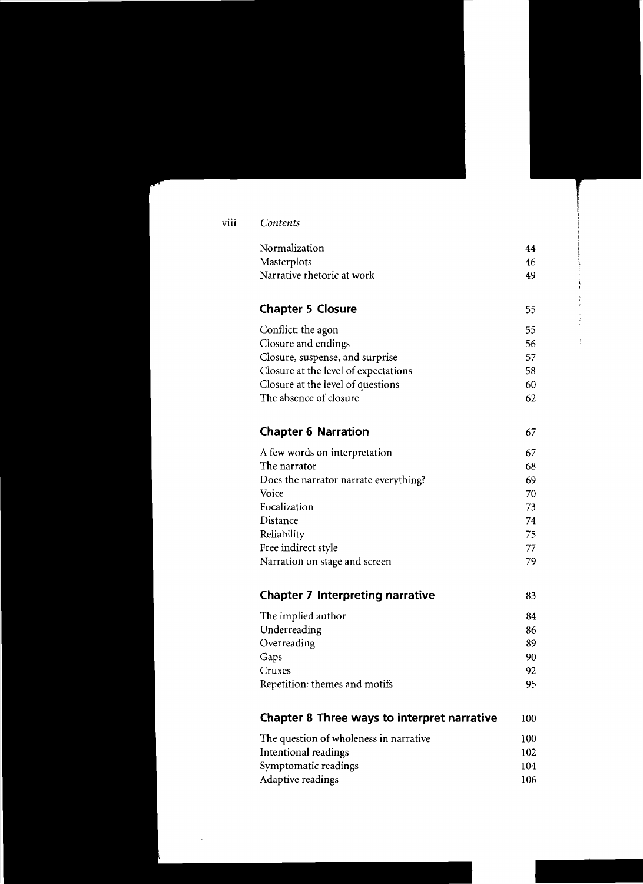| | |
|---|---|
| Normalization | 44 |
| Masterplots | 46 |
| Narrative rhetoric at work | 49 |

## Chapter 5 Closure — 55

| | |
|---|---|
| Conflict: the agon | 55 |
| Closure and endings | 56 |
| Closure, suspense, and surprise | 57 |
| Closure at the level of expectations | 58 |
| Closure at the level of questions | 60 |
| The absence of closure | 62 |

## Chapter 6 Narration — 67

| | |
|---|---|
| A few words on interpretation | 67 |
| The narrator | 68 |
| Does the narrator narrate everything? | 69 |
| Voice | 70 |
| Focalization | 73 |
| Distance | 74 |
| Reliability | 75 |
| Free indirect style | 77 |
| Narration on stage and screen | 79 |

## Chapter 7 Interpreting narrative — 83

| | |
|---|---|
| The implied author | 84 |
| Underreading | 86 |
| Overreading | 89 |
| Gaps | 90 |
| Cruxes | 92 |
| Repetition: themes and motifs | 95 |

## Chapter 8 Three ways to interpret narrative — 100

| | |
|---|---|
| The question of wholeness in narrative | 100 |
| Intentional readings | 102 |
| Symptomatic readings | 104 |
| Adaptive readings | 106 |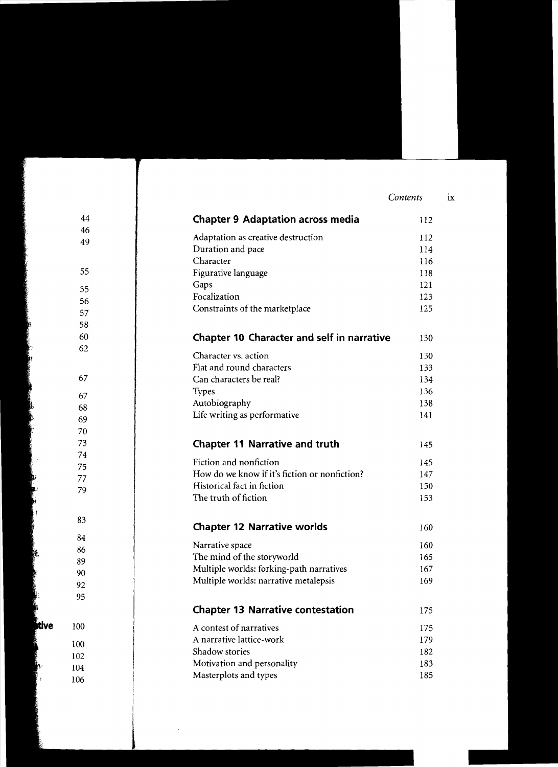## Chapter 9 Adaptation across media 112

- Adaptation as creative destruction 112
- Duration and pace 114
- Character 116
- Figurative language 118
- Gaps 121
- Focalization 123
- Constraints of the marketplace 125

## Chapter 10 Character and self in narrative 130

- Character vs. action 130
- Flat and round characters 133
- Can characters be real? 134
- Types 136
- Autobiography 138
- Life writing as performative 141

## Chapter 11 Narrative and truth 145

- Fiction and nonfiction 145
- How do we know if it's fiction or nonfiction? 147
- Historical fact in fiction 150
- The truth of fiction 153

## Chapter 12 Narrative worlds 160

- Narrative space 160
- The mind of the storyworld 165
- Multiple worlds: forking-path narratives 167
- Multiple worlds: narrative metalepsis 169

## Chapter 13 Narrative contestation 175

- A contest of narratives 175
- A narrative lattice-work 179
- Shadow stories 182
- Motivation and personality 183
- Masterplots and types 185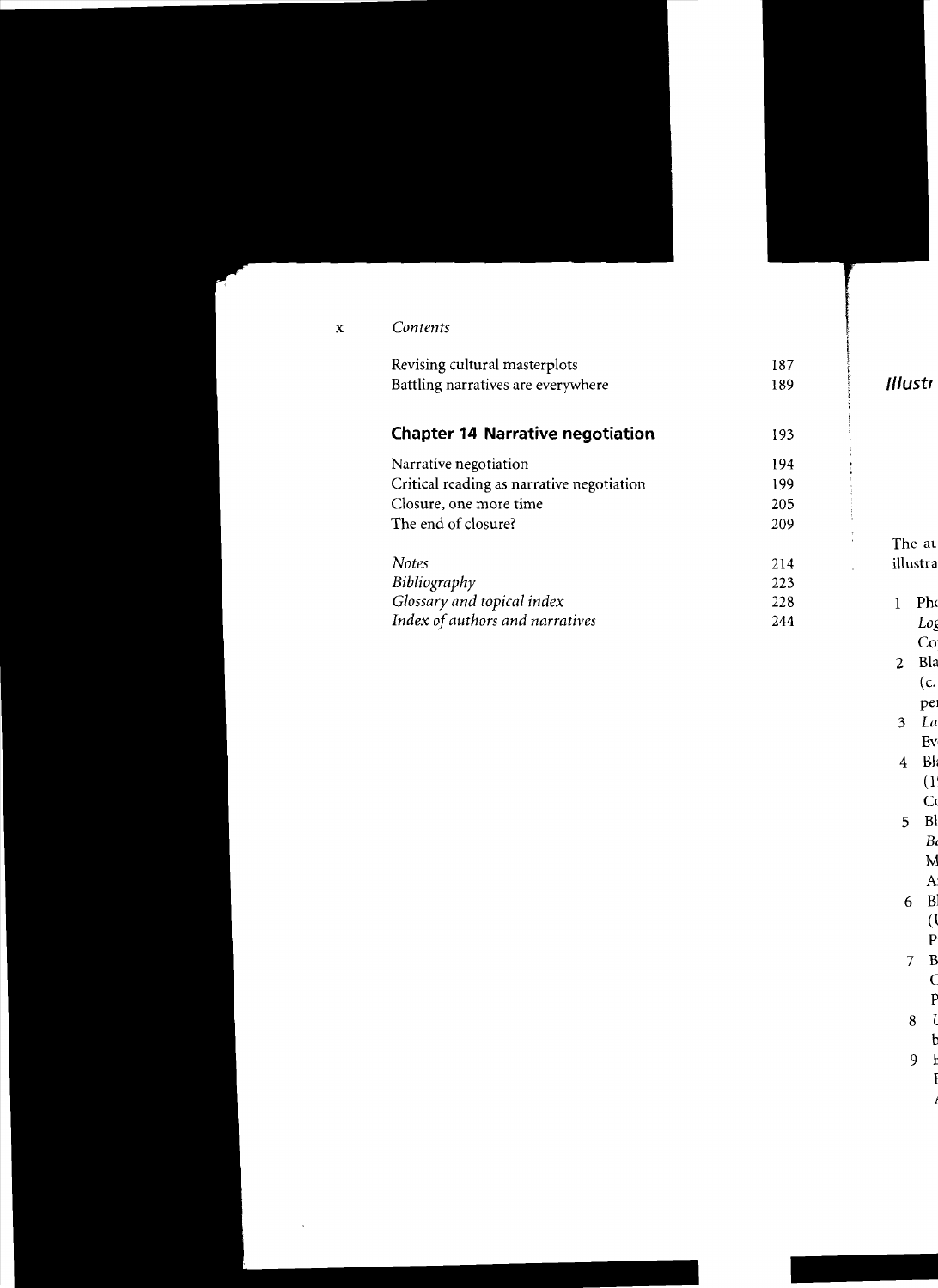| | |
|---|---|
| Revising cultural masterplots | 187 |
| Battling narratives are everywhere | 189 |

## Chapter 14 Narrative negotiation

| | |
|---|---|
| **Chapter 14 Narrative negotiation** | 193 |
| Narrative negotiation | 194 |
| Critical reading as narrative negotiation | 199 |
| Closure, one more time | 205 |
| The end of closure? | 209 |
| *Notes* | 214 |
| *Bibliography* | 223 |
| *Glossary and topical index* | 228 |
| *Index of authors and narratives* | 244 |